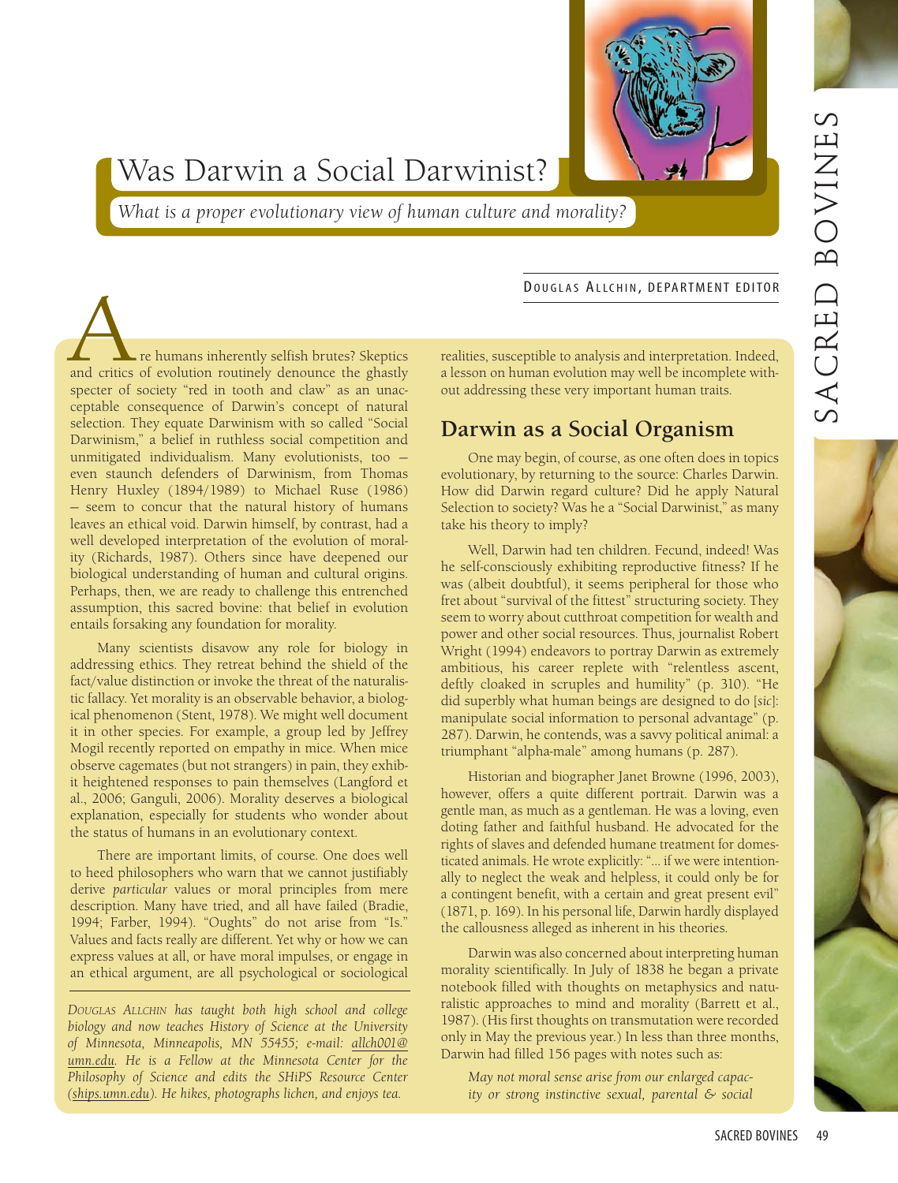# Was Darwin a Social Darwinist?

*What is a proper evolutionary view of human culture and morality?*

DOUGLAS ALLCHIN, DEPARTMENT EDITOR

Are humans inherently selfish brutes? Skeptics and critics of evolution routinely denounce the ghastly specter of society "red in tooth and claw" as an unacceptable consequence of Darwin's concept of natural selection. They equate Darwinism with so called "Social Darwinism," a belief in ruthless social competition and unmitigated individualism. Many evolutionists, too – even staunch defenders of Darwinism, from Thomas Henry Huxley (1894/1989) to Michael Ruse (1986) – seem to concur that the natural history of humans leaves an ethical void. Darwin himself, by contrast, had a well developed interpretation of the evolution of morality (Richards, 1987). Others since have deepened our biological understanding of human and cultural origins. Perhaps, then, we are ready to challenge this entrenched assumption, this sacred bovine: that belief in evolution entails forsaking any foundation for morality.

Many scientists disavow any role for biology in addressing ethics. They retreat behind the shield of the fact/value distinction or invoke the threat of the naturalistic fallacy. Yet morality is an observable behavior, a biological phenomenon (Stent, 1978). We might well document it in other species. For example, a group led by Jeffrey Mogil recently reported on empathy in mice. When mice observe cagemates (but not strangers) in pain, they exhibit heightened responses to pain themselves (Langford et al., 2006; Ganguli, 2006). Morality deserves a biological explanation, especially for students who wonder about the status of humans in an evolutionary context.

There are important limits, of course. One does well to heed philosophers who warn that we cannot justifiably derive *particular* values or moral principles from mere description. Many have tried, and all have failed (Bradie, 1994; Farber, 1994). "Oughts" do not arise from "Is." Values and facts really are different. Yet why or how we can express values at all, or have moral impulses, or engage in an ethical argument, are all psychological or sociological realities, susceptible to analysis and interpretation. Indeed, a lesson on human evolution may well be incomplete without addressing these very important human traits.

## Darwin as a Social Organism

One may begin, of course, as one often does in topics evolutionary, by returning to the source: Charles Darwin. How did Darwin regard culture? Did he apply Natural Selection to society? Was he a "Social Darwinist," as many take his theory to imply?

Well, Darwin had ten children. Fecund, indeed! Was he self-consciously exhibiting reproductive fitness? If he was (albeit doubtful), it seems peripheral for those who fret about "survival of the fittest" structuring society. They seem to worry about cutthroat competition for wealth and power and other social resources. Thus, journalist Robert Wright (1994) endeavors to portray Darwin as extremely ambitious, his career replete with "relentless ascent, deftly cloaked in scruples and humility" (p. 310). "He did superbly what human beings are designed to do [*sic*]: manipulate social information to personal advantage" (p. 287). Darwin, he contends, was a savvy political animal: a triumphant "alpha-male" among humans (p. 287).

Historian and biographer Janet Browne (1996, 2003), however, offers a quite different portrait. Darwin was a gentle man, as much as a gentleman. He was a loving, even doting father and faithful husband. He advocated for the rights of slaves and defended humane treatment for domesticated animals. He wrote explicitly: "... if we were intentionally to neglect the weak and helpless, it could only be for a contingent benefit, with a certain and great present evil" (1871, p. 169). In his personal life, Darwin hardly displayed the callousness alleged as inherent in his theories.

Darwin was also concerned about interpreting human morality scientifically. In July of 1838 he began a private notebook filled with thoughts on metaphysics and naturalistic approaches to mind and morality (Barrett et al., 1987). (His first thoughts on transmutation were recorded only in May the previous year.) In less than three months, Darwin had filled 156 pages with notes such as:

> *May not moral sense arise from our enlarged capacity or strong instinctive sexual, parental & social*

*DOUGLAS ALLCHIN has taught both high school and college biology and now teaches History of Science at the University of Minnesota, Minneapolis, MN 55455; e-mail: allch001@umn.edu. He is a Fellow at the Minnesota Center for the Philosophy of Science and edits the SHiPS Resource Center (ships.umn.edu). He hikes, photographs lichen, and enjoys tea.*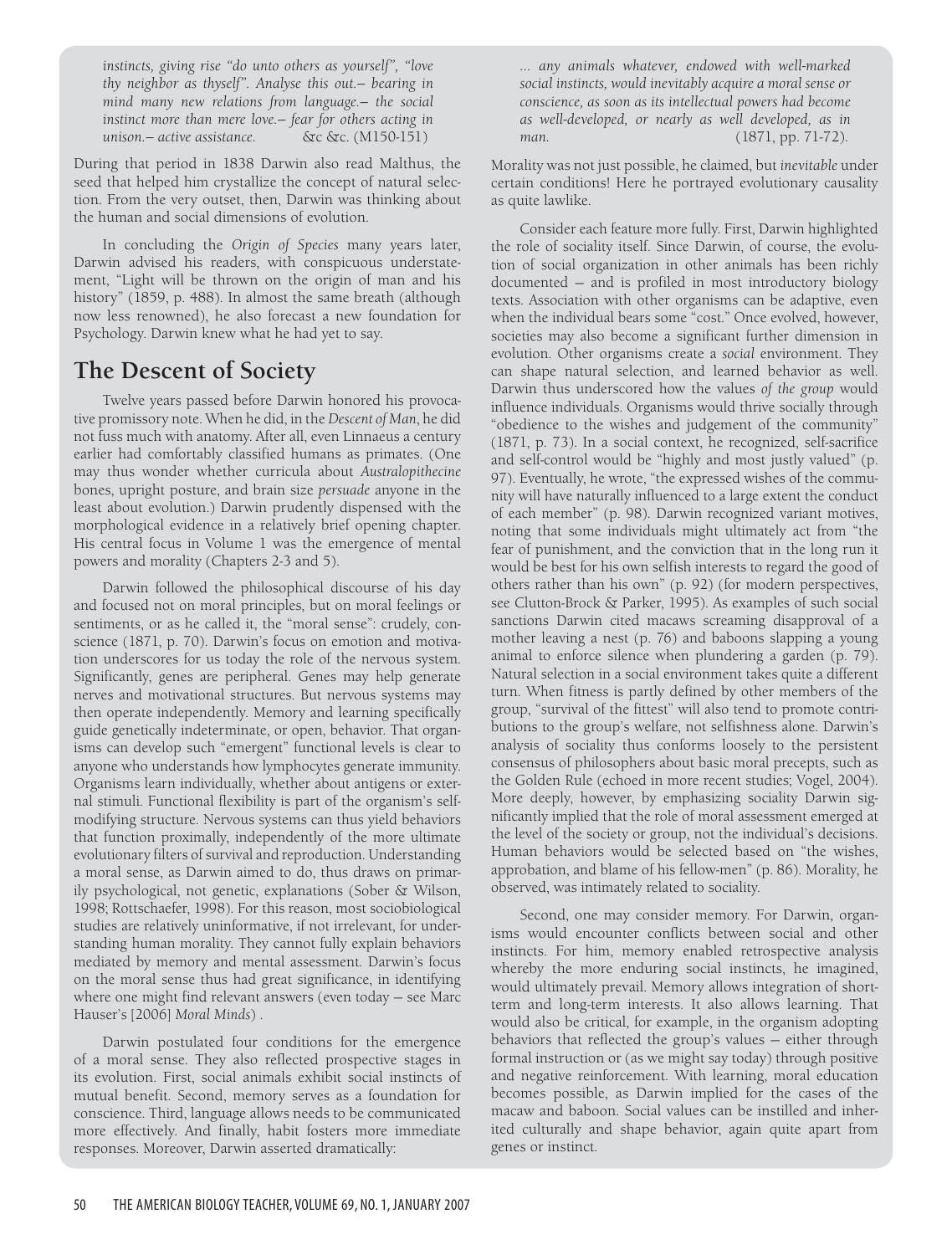*instincts, giving rise "do unto others as yourself", "love thy neighbor as thyself". Analyse this out.– bearing in mind many new relations from language.– the social instinct more than mere love.– fear for others acting in unison.– active assistance.* &c &c. (M150-151)

During that period in 1838 Darwin also read Malthus, the seed that helped him crystallize the concept of natural selection. From the very outset, then, Darwin was thinking about the human and social dimensions of evolution.

In concluding the *Origin of Species* many years later, Darwin advised his readers, with conspicuous understatement, "Light will be thrown on the origin of man and his history" (1859, p. 488). In almost the same breath (although now less renowned), he also forecast a new foundation for Psychology. Darwin knew what he had yet to say.

## The Descent of Society

Twelve years passed before Darwin honored his provocative promissory note. When he did, in the *Descent of Man*, he did not fuss much with anatomy. After all, even Linnaeus a century earlier had comfortably classified humans as primates. (One may thus wonder whether curricula about *Australopithecine* bones, upright posture, and brain size *persuade* anyone in the least about evolution.) Darwin prudently dispensed with the morphological evidence in a relatively brief opening chapter. His central focus in Volume 1 was the emergence of mental powers and morality (Chapters 2-3 and 5).

Darwin followed the philosophical discourse of his day and focused not on moral principles, but on moral feelings or sentiments, or as he called it, the "moral sense": crudely, conscience (1871, p. 70). Darwin's focus on emotion and motivation underscores for us today the role of the nervous system. Significantly, genes are peripheral. Genes may help generate nerves and motivational structures. But nervous systems may then operate independently. Memory and learning specifically guide genetically indeterminate, or open, behavior. That organisms can develop such "emergent" functional levels is clear to anyone who understands how lymphocytes generate immunity. Organisms learn individually, whether about antigens or external stimuli. Functional flexibility is part of the organism's self-modifying structure. Nervous systems can thus yield behaviors that function proximally, independently of the more ultimate evolutionary filters of survival and reproduction. Understanding a moral sense, as Darwin aimed to do, thus draws on primarily psychological, not genetic, explanations (Sober & Wilson, 1998; Rottschaefer, 1998). For this reason, most sociobiological studies are relatively uninformative, if not irrelevant, for understanding human morality. They cannot fully explain behaviors mediated by memory and mental assessment. Darwin's focus on the moral sense thus had great significance, in identifying where one might find relevant answers (even today – see Marc Hauser's [2006] *Moral Minds*) .

Darwin postulated four conditions for the emergence of a moral sense. They also reflected prospective stages in its evolution. First, social animals exhibit social instincts of mutual benefit. Second, memory serves as a foundation for conscience. Third, language allows needs to be communicated more effectively. And finally, habit fosters more immediate responses. Moreover, Darwin asserted dramatically:

*... any animals whatever, endowed with well-marked social instincts, would inevitably acquire a moral sense or conscience, as soon as its intellectual powers had become as well-developed, or nearly as well developed, as in man.* (1871, pp. 71-72).

Morality was not just possible, he claimed, but *inevitable* under certain conditions! Here he portrayed evolutionary causality as quite lawlike.

Consider each feature more fully. First, Darwin highlighted the role of sociality itself. Since Darwin, of course, the evolution of social organization in other animals has been richly documented – and is profiled in most introductory biology texts. Association with other organisms can be adaptive, even when the individual bears some "cost." Once evolved, however, societies may also become a significant further dimension in evolution. Other organisms create a *social* environment. They can shape natural selection, and learned behavior as well. Darwin thus underscored how the values *of the group* would influence individuals. Organisms would thrive socially through "obedience to the wishes and judgement of the community" (1871, p. 73). In a social context, he recognized, self-sacrifice and self-control would be "highly and most justly valued" (p. 97). Eventually, he wrote, "the expressed wishes of the community will have naturally influenced to a large extent the conduct of each member" (p. 98). Darwin recognized variant motives, noting that some individuals might ultimately act from "the fear of punishment, and the conviction that in the long run it would be best for his own selfish interests to regard the good of others rather than his own" (p. 92) (for modern perspectives, see Clutton-Brock & Parker, 1995). As examples of such social sanctions Darwin cited macaws screaming disapproval of a mother leaving a nest (p. 76) and baboons slapping a young animal to enforce silence when plundering a garden (p. 79). Natural selection in a social environment takes quite a different turn. When fitness is partly defined by other members of the group, "survival of the fittest" will also tend to promote contributions to the group's welfare, not selfishness alone. Darwin's analysis of sociality thus conforms loosely to the persistent consensus of philosophers about basic moral precepts, such as the Golden Rule (echoed in more recent studies; Vogel, 2004). More deeply, however, by emphasizing sociality Darwin significantly implied that the role of moral assessment emerged at the level of the society or group, not the individual's decisions. Human behaviors would be selected based on "the wishes, approbation, and blame of his fellow-men" (p. 86). Morality, he observed, was intimately related to sociality.

Second, one may consider memory. For Darwin, organisms would encounter conflicts between social and other instincts. For him, memory enabled retrospective analysis whereby the more enduring social instincts, he imagined, would ultimately prevail. Memory allows integration of short-term and long-term interests. It also allows learning. That would also be critical, for example, in the organism adopting behaviors that reflected the group's values – either through formal instruction or (as we might say today) through positive and negative reinforcement. With learning, moral education becomes possible, as Darwin implied for the cases of the macaw and baboon. Social values can be instilled and inherited culturally and shape behavior, again quite apart from genes or instinct.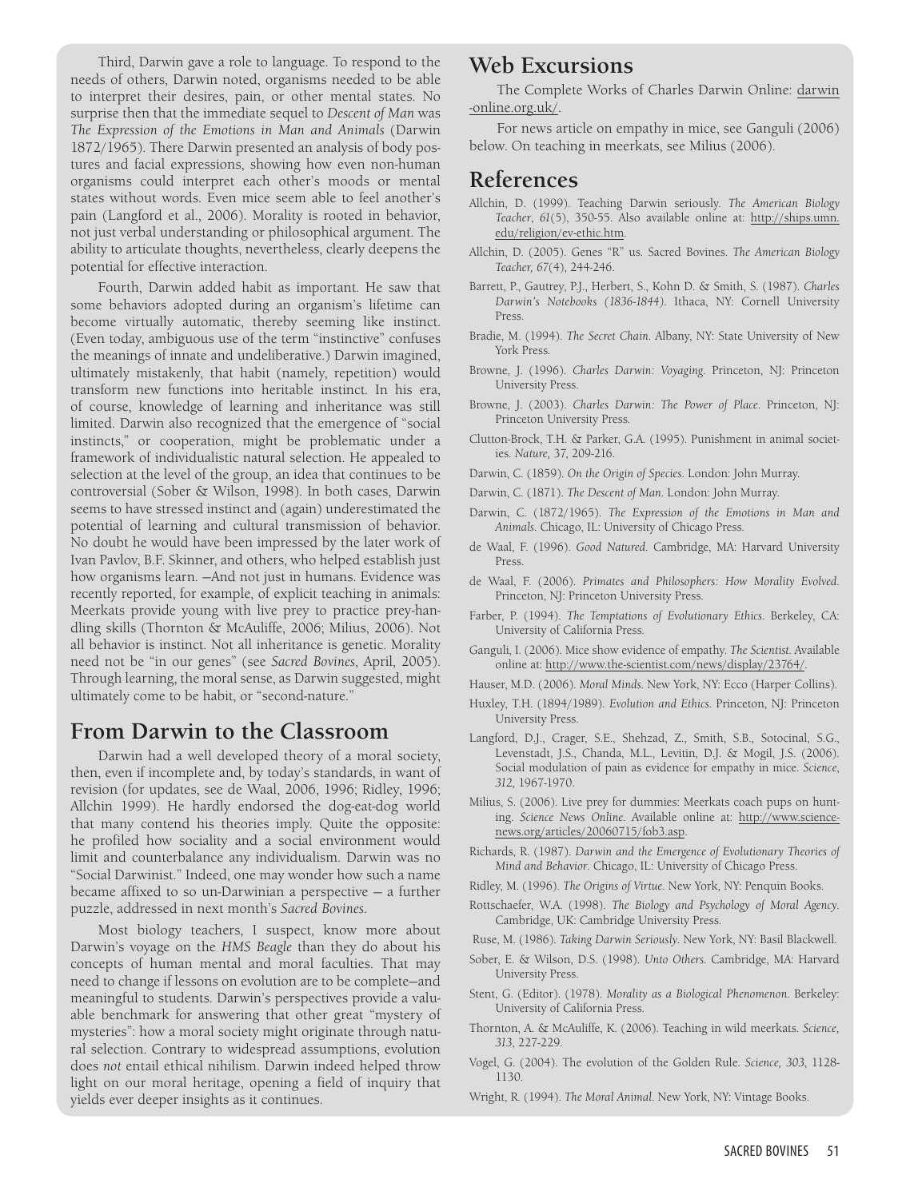Third, Darwin gave a role to language. To respond to the needs of others, Darwin noted, organisms needed to be able to interpret their desires, pain, or other mental states. No surprise then that the immediate sequel to *Descent of Man* was *The Expression of the Emotions in Man and Animals* (Darwin 1872/1965). There Darwin presented an analysis of body postures and facial expressions, showing how even non-human organisms could interpret each other's moods or mental states without words. Even mice seem able to feel another's pain (Langford et al., 2006). Morality is rooted in behavior, not just verbal understanding or philosophical argument. The ability to articulate thoughts, nevertheless, clearly deepens the potential for effective interaction.

Fourth, Darwin added habit as important. He saw that some behaviors adopted during an organism's lifetime can become virtually automatic, thereby seeming like instinct. (Even today, ambiguous use of the term "instinctive" confuses the meanings of innate and undeliberative.) Darwin imagined, ultimately mistakenly, that habit (namely, repetition) would transform new functions into heritable instinct. In his era, of course, knowledge of learning and inheritance was still limited. Darwin also recognized that the emergence of "social instincts," or cooperation, might be problematic under a framework of individualistic natural selection. He appealed to selection at the level of the group, an idea that continues to be controversial (Sober & Wilson, 1998). In both cases, Darwin seems to have stressed instinct and (again) underestimated the potential of learning and cultural transmission of behavior. No doubt he would have been impressed by the later work of Ivan Pavlov, B.F. Skinner, and others, who helped establish just how organisms learn. –And not just in humans. Evidence was recently reported, for example, of explicit teaching in animals: Meerkats provide young with live prey to practice prey-handling skills (Thornton & McAuliffe, 2006; Milius, 2006). Not all behavior is instinct. Not all inheritance is genetic. Morality need not be "in our genes" (see *Sacred Bovines*, April, 2005). Through learning, the moral sense, as Darwin suggested, might ultimately come to be habit, or "second-nature."

## From Darwin to the Classroom

Darwin had a well developed theory of a moral society, then, even if incomplete and, by today's standards, in want of revision (for updates, see de Waal, 2006, 1996; Ridley, 1996; Allchin 1999). He hardly endorsed the dog-eat-dog world that many contend his theories imply. Quite the opposite: he profiled how sociality and a social environment would limit and counterbalance any individualism. Darwin was no "Social Darwinist." Indeed, one may wonder how such a name became affixed to so un-Darwinian a perspective – a further puzzle, addressed in next month's *Sacred Bovines*.

Most biology teachers, I suspect, know more about Darwin's voyage on the *HMS Beagle* than they do about his concepts of human mental and moral faculties. That may need to change if lessons on evolution are to be complete–and meaningful to students. Darwin's perspectives provide a valuable benchmark for answering that other great "mystery of mysteries": how a moral society might originate through natural selection. Contrary to widespread assumptions, evolution does *not* entail ethical nihilism. Darwin indeed helped throw light on our moral heritage, opening a field of inquiry that yields ever deeper insights as it continues.

## Web Excursions

The Complete Works of Charles Darwin Online: darwin-online.org.uk/.

For news article on empathy in mice, see Ganguli (2006) below. On teaching in meerkats, see Milius (2006).

## References

Allchin, D. (1999). Teaching Darwin seriously. *The American Biology Teacher, 61*(5), 350-55. Also available online at: http://ships.umn.edu/religion/ev-ethic.htm.

Allchin, D. (2005). Genes "R" us. Sacred Bovines. *The American Biology Teacher, 67*(4), 244-246.

Barrett, P., Gautrey, P.J., Herbert, S., Kohn D. & Smith, S. (1987). *Charles Darwin's Notebooks (1836-1844)*. Ithaca, NY: Cornell University Press.

Bradie, M. (1994). *The Secret Chain*. Albany, NY: State University of New York Press.

Browne, J. (1996). *Charles Darwin: Voyaging*. Princeton, NJ: Princeton University Press.

Browne, J. (2003). *Charles Darwin: The Power of Place*. Princeton, NJ: Princeton University Press.

Clutton-Brock, T.H. & Parker, G.A. (1995). Punishment in animal societies. *Nature, 37*, 209-216.

Darwin, C. (1859). *On the Origin of Species*. London: John Murray.

Darwin, C. (1871). *The Descent of Man*. London: John Murray.

Darwin, C. (1872/1965). *The Expression of the Emotions in Man and Animals*. Chicago, IL: University of Chicago Press.

de Waal, F. (1996). *Good Natured*. Cambridge, MA: Harvard University Press.

de Waal, F. (2006). *Primates and Philosophers: How Morality Evolved*. Princeton, NJ: Princeton University Press.

Farber, P. (1994). *The Temptations of Evolutionary Ethics*. Berkeley, CA: University of California Press.

Ganguli, I. (2006). Mice show evidence of empathy. *The Scientist*. Available online at: http://www.the-scientist.com/news/display/23764/.

Hauser, M.D. (2006). *Moral Minds*. New York, NY: Ecco (Harper Collins).

Huxley, T.H. (1894/1989). *Evolution and Ethics*. Princeton, NJ: Princeton University Press.

Langford, D.J., Crager, S.E., Shehzad, Z., Smith, S.B., Sotocinal, S.G., Levenstadt, J.S., Chanda, M.L., Levitin, D.J. & Mogil, J.S. (2006). Social modulation of pain as evidence for empathy in mice. *Science, 312*, 1967-1970.

Milius, S. (2006). Live prey for dummies: Meerkats coach pups on hunting. *Science News Online*. Available online at: http://www.sciencenews.org/articles/20060715/fob3.asp.

Richards, R. (1987). *Darwin and the Emergence of Evolutionary Theories of Mind and Behavior*. Chicago, IL: University of Chicago Press.

Ridley, M. (1996). *The Origins of Virtue*. New York, NY: Penquin Books.

Rottschaefer, W.A. (1998). *The Biology and Psychology of Moral Agency*. Cambridge, UK: Cambridge University Press.

Ruse, M. (1986). *Taking Darwin Seriously*. New York, NY: Basil Blackwell.

Sober, E. & Wilson, D.S. (1998). *Unto Others*. Cambridge, MA: Harvard University Press.

Stent, G. (Editor). (1978). *Morality as a Biological Phenomenon*. Berkeley: University of California Press.

Thornton, A. & McAuliffe, K. (2006). Teaching in wild meerkats. *Science, 313*, 227-229.

Vogel, G. (2004). The evolution of the Golden Rule. *Science, 303*, 1128-1130.

Wright, R. (1994). *The Moral Animal*. New York, NY: Vintage Books.